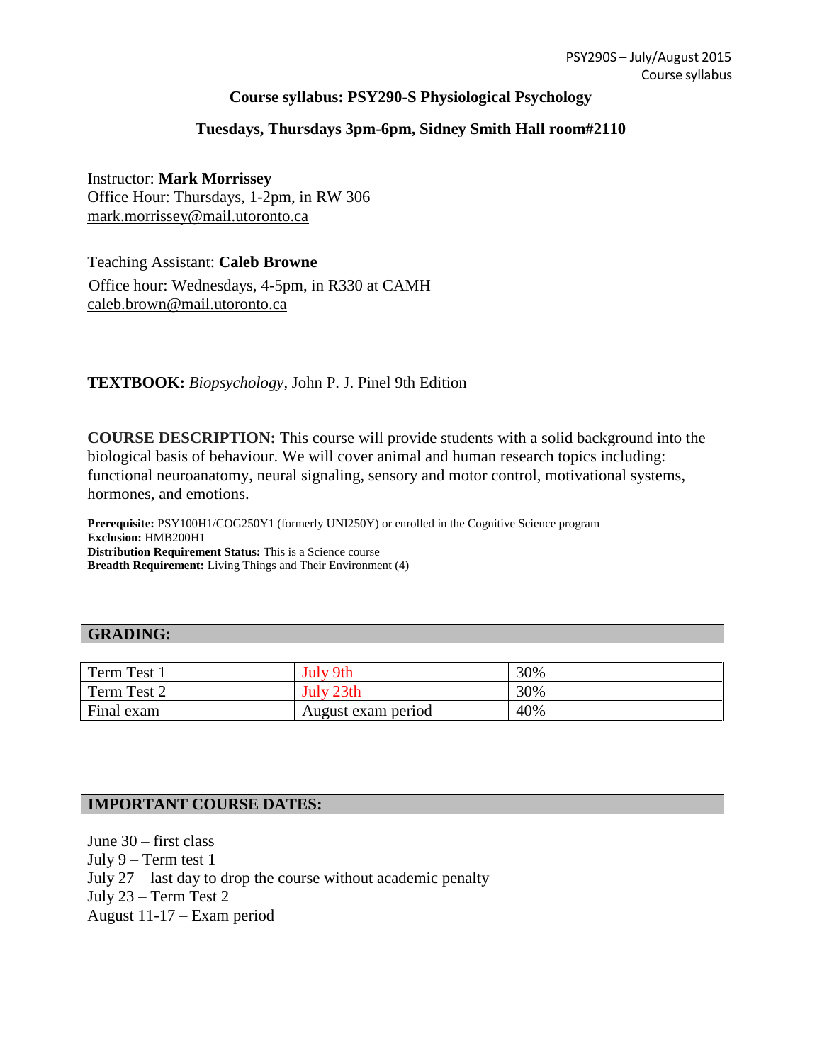# Course syllabus: PSY290-S Physiological Psychology

## Tuesdays, Thursdays 3pm-6pm, Sidney Smith Hall room#2110

Instructor: **Mark Morrissey**
Office Hour: Thursdays, 1-2pm, in RW 306
mark.morrissey@mail.utoronto.ca

Teaching Assistant: **Caleb Browne**
Office hour: Wednesdays, 4-5pm, in R330 at CAMH
caleb.brown@mail.utoronto.ca

**TEXTBOOK:** *Biopsychology*, John P. J. Pinel 9th Edition

**COURSE DESCRIPTION:** This course will provide students with a solid background into the biological basis of behaviour. We will cover animal and human research topics including: functional neuroanatomy, neural signaling, sensory and motor control, motivational systems, hormones, and emotions.

**Prerequisite:** PSY100H1/COG250Y1 (formerly UNI250Y) or enrolled in the Cognitive Science program
**Exclusion:** HMB200H1
**Distribution Requirement Status:** This is a Science course
**Breadth Requirement:** Living Things and Their Environment (4)

## GRADING:

| | | |
|---|---|---|
| Term Test 1 | July 9th | 30% |
| Term Test 2 | July 23th | 30% |
| Final exam | August exam period | 40% |

## IMPORTANT COURSE DATES:

June 30 – first class
July 9 – Term test 1
July 27 – last day to drop the course without academic penalty
July 23 – Term Test 2
August 11-17 – Exam period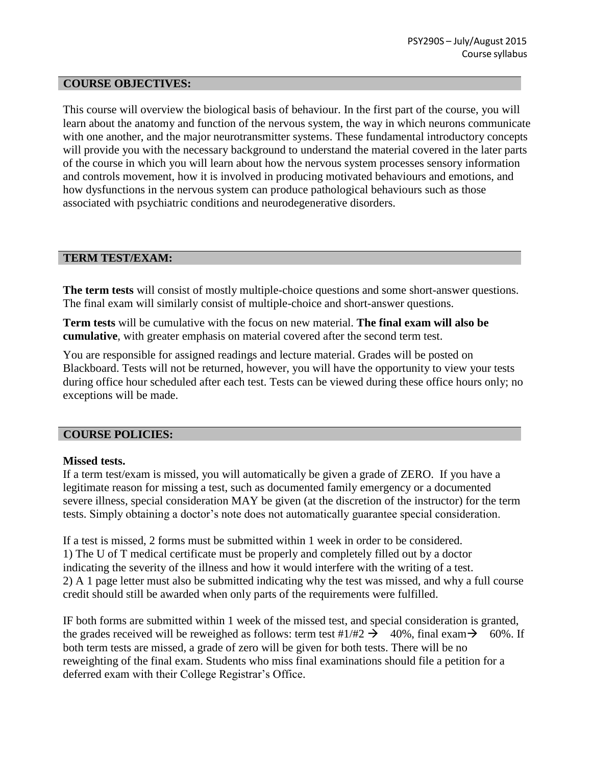## COURSE OBJECTIVES:

This course will overview the biological basis of behaviour. In the first part of the course, you will learn about the anatomy and function of the nervous system, the way in which neurons communicate with one another, and the major neurotransmitter systems. These fundamental introductory concepts will provide you with the necessary background to understand the material covered in the later parts of the course in which you will learn about how the nervous system processes sensory information and controls movement, how it is involved in producing motivated behaviours and emotions, and how dysfunctions in the nervous system can produce pathological behaviours such as those associated with psychiatric conditions and neurodegenerative disorders.

## TERM TEST/EXAM:

**The term tests** will consist of mostly multiple-choice questions and some short-answer questions. The final exam will similarly consist of multiple-choice and short-answer questions.

**Term tests** will be cumulative with the focus on new material. **The final exam will also be cumulative**, with greater emphasis on material covered after the second term test.

You are responsible for assigned readings and lecture material. Grades will be posted on Blackboard. Tests will not be returned, however, you will have the opportunity to view your tests during office hour scheduled after each test. Tests can be viewed during these office hours only; no exceptions will be made.

## COURSE POLICIES:

**Missed tests.**

If a term test/exam is missed, you will automatically be given a grade of ZERO. If you have a legitimate reason for missing a test, such as documented family emergency or a documented severe illness, special consideration MAY be given (at the discretion of the instructor) for the term tests. Simply obtaining a doctor's note does not automatically guarantee special consideration.

If a test is missed, 2 forms must be submitted within 1 week in order to be considered.
1) The U of T medical certificate must be properly and completely filled out by a doctor indicating the severity of the illness and how it would interfere with the writing of a test.
2) A 1 page letter must also be submitted indicating why the test was missed, and why a full course credit should still be awarded when only parts of the requirements were fulfilled.

IF both forms are submitted within 1 week of the missed test, and special consideration is granted, the grades received will be reweighed as follows: term test #1/#2 → 40%, final exam→ 60%. If both term tests are missed, a grade of zero will be given for both tests. There will be no reweighting of the final exam. Students who miss final examinations should file a petition for a deferred exam with their College Registrar's Office.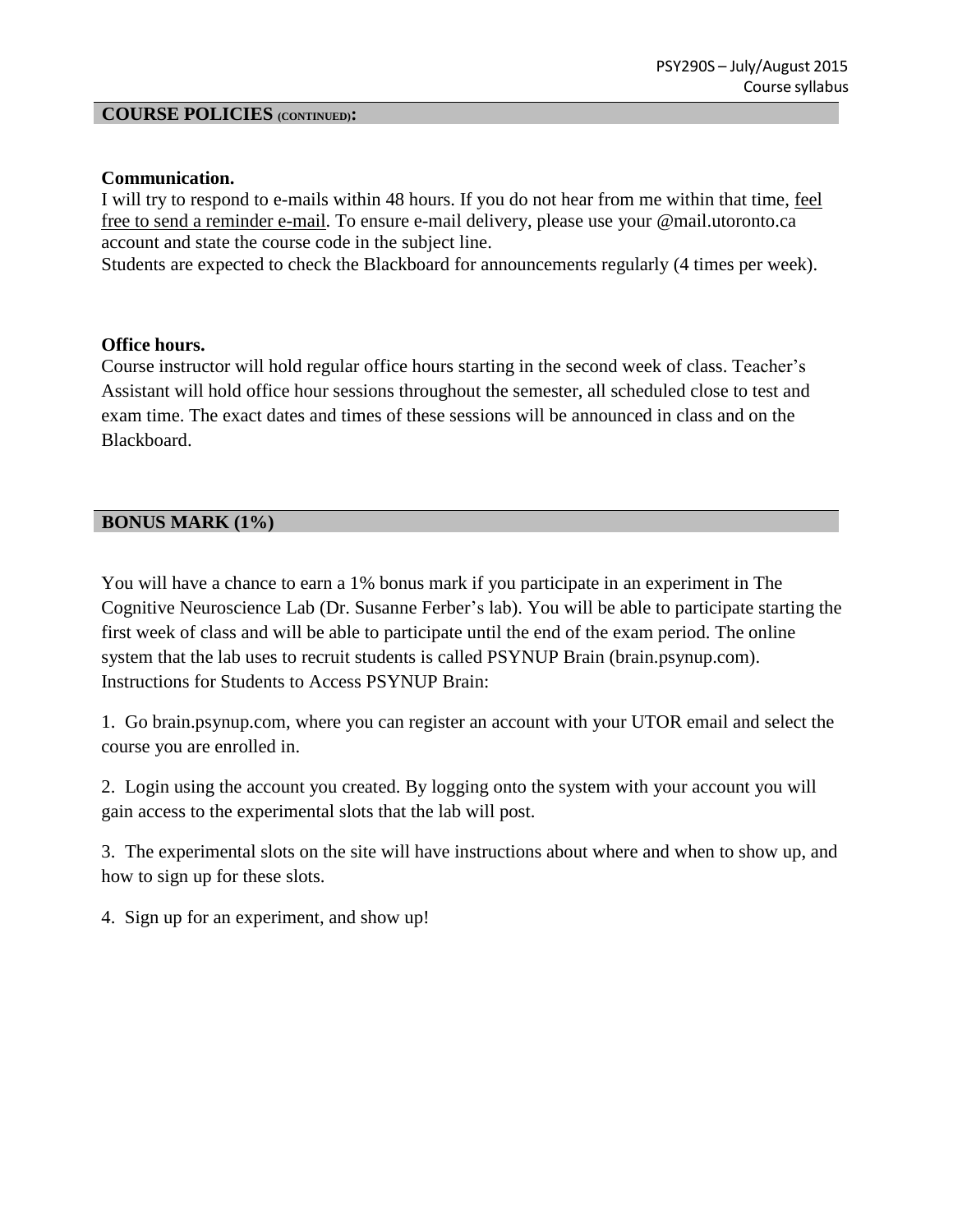## COURSE POLICIES (CONTINUED):

**Communication.**

I will try to respond to e-mails within 48 hours. If you do not hear from me within that time, feel free to send a reminder e-mail. To ensure e-mail delivery, please use your @mail.utoronto.ca account and state the course code in the subject line.

Students are expected to check the Blackboard for announcements regularly (4 times per week).

**Office hours.**

Course instructor will hold regular office hours starting in the second week of class. Teacher's Assistant will hold office hour sessions throughout the semester, all scheduled close to test and exam time. The exact dates and times of these sessions will be announced in class and on the Blackboard.

## BONUS MARK (1%)

You will have a chance to earn a 1% bonus mark if you participate in an experiment in The Cognitive Neuroscience Lab (Dr. Susanne Ferber's lab). You will be able to participate starting the first week of class and will be able to participate until the end of the exam period. The online system that the lab uses to recruit students is called PSYNUP Brain (brain.psynup.com). Instructions for Students to Access PSYNUP Brain:

1. Go brain.psynup.com, where you can register an account with your UTOR email and select the course you are enrolled in.
2. Login using the account you created. By logging onto the system with your account you will gain access to the experimental slots that the lab will post.
3. The experimental slots on the site will have instructions about where and when to show up, and how to sign up for these slots.
4. Sign up for an experiment, and show up!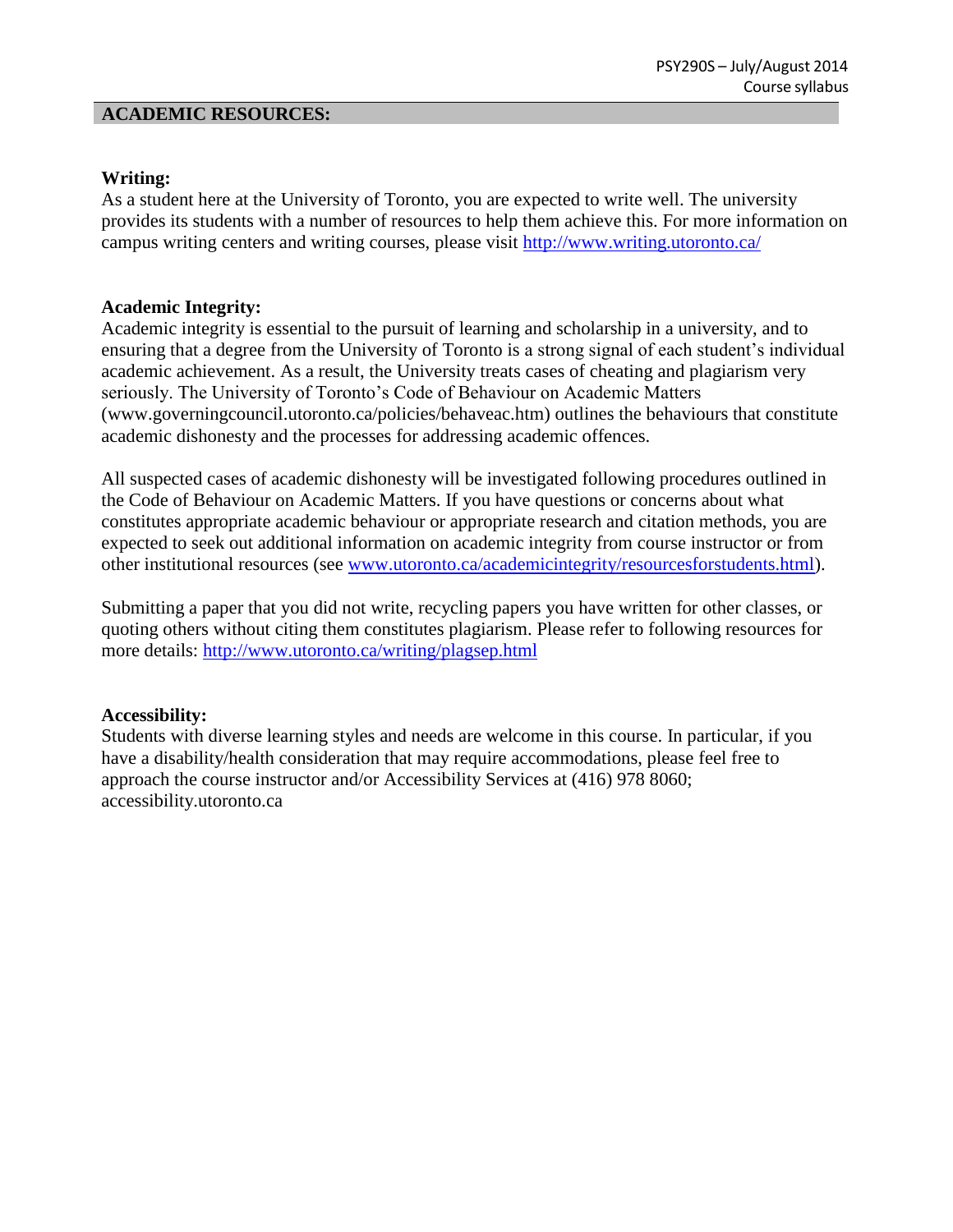## ACADEMIC RESOURCES:

**Writing:**
As a student here at the University of Toronto, you are expected to write well. The university provides its students with a number of resources to help them achieve this. For more information on campus writing centers and writing courses, please visit http://www.writing.utoronto.ca/

**Academic Integrity:**
Academic integrity is essential to the pursuit of learning and scholarship in a university, and to ensuring that a degree from the University of Toronto is a strong signal of each student's individual academic achievement. As a result, the University treats cases of cheating and plagiarism very seriously. The University of Toronto's Code of Behaviour on Academic Matters (www.governingcouncil.utoronto.ca/policies/behaveac.htm) outlines the behaviours that constitute academic dishonesty and the processes for addressing academic offences.

All suspected cases of academic dishonesty will be investigated following procedures outlined in the Code of Behaviour on Academic Matters. If you have questions or concerns about what constitutes appropriate academic behaviour or appropriate research and citation methods, you are expected to seek out additional information on academic integrity from course instructor or from other institutional resources (see www.utoronto.ca/academicintegrity/resourcesforstudents.html).

Submitting a paper that you did not write, recycling papers you have written for other classes, or quoting others without citing them constitutes plagiarism. Please refer to following resources for more details: http://www.utoronto.ca/writing/plagsep.html

**Accessibility:**
Students with diverse learning styles and needs are welcome in this course. In particular, if you have a disability/health consideration that may require accommodations, please feel free to approach the course instructor and/or Accessibility Services at (416) 978 8060; accessibility.utoronto.ca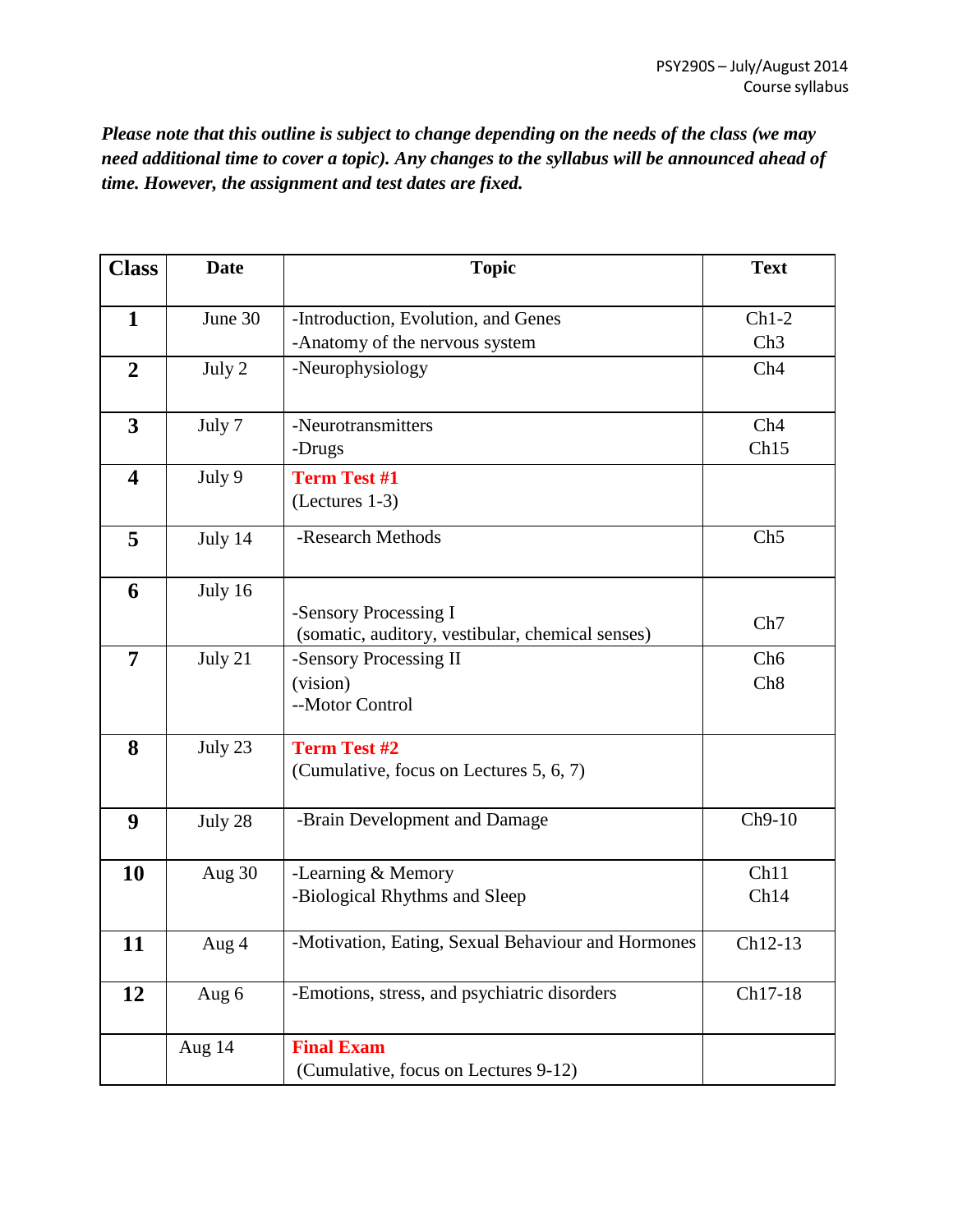***Please note that this outline is subject to change depending on the needs of the class (we may need additional time to cover a topic). Any changes to the syllabus will be announced ahead of time. However, the assignment and test dates are fixed.***

| Class | Date | Topic | Text |
|---|---|---|---|
| **1** | June 30 | -Introduction, Evolution, and Genes<br>-Anatomy of the nervous system | Ch1-2<br>Ch3 |
| **2** | July 2 | -Neurophysiology | Ch4 |
| **3** | July 7 | -Neurotransmitters<br>-Drugs | Ch4<br>Ch15 |
| **4** | July 9 | **Term Test #1**<br>(Lectures 1-3) | |
| **5** | July 14 | -Research Methods | Ch5 |
| **6** | July 16 | -Sensory Processing I<br>(somatic, auditory, vestibular, chemical senses) | Ch7 |
| **7** | July 21 | -Sensory Processing II<br>(vision)<br>--Motor Control | Ch6<br>Ch8 |
| **8** | July 23 | **Term Test #2**<br>(Cumulative, focus on Lectures 5, 6, 7) | |
| **9** | July 28 | -Brain Development and Damage | Ch9-10 |
| **10** | Aug 30 | -Learning & Memory<br>-Biological Rhythms and Sleep | Ch11<br>Ch14 |
| **11** | Aug 4 | -Motivation, Eating, Sexual Behaviour and Hormones | Ch12-13 |
| **12** | Aug 6 | -Emotions, stress, and psychiatric disorders | Ch17-18 |
| | Aug 14 | **Final Exam**<br>(Cumulative, focus on Lectures 9-12) | |